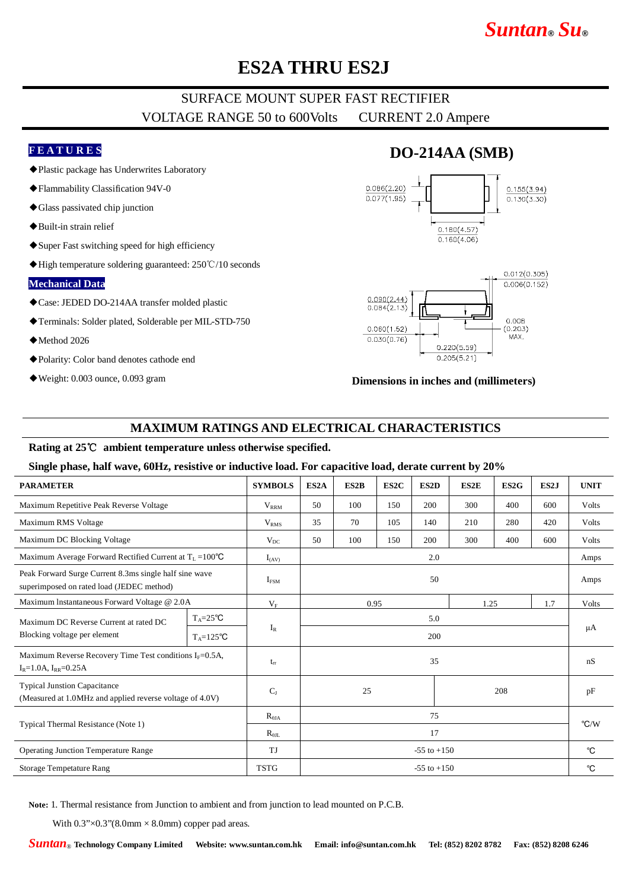# ES2A THRU ES2J

SURFACE MOUNT SUPER FAST RECTIFIER

VOLTAGE RANGE 50 to 600Volts    CURRENT 2.0 Ampere

## FEATURES

- ◆Plastic package has Underwrites Laboratory
- ◆Flammability Classification 94V-0
- ◆Glass passivated chip junction
- ◆Built-in strain relief
- ◆Super Fast switching speed for high efficiency
- ◆High temperature soldering guaranteed: 250℃/10 seconds

## Mechanical Data

- ◆Case: JEDED DO-214AA transfer molded plastic
- ◆Terminals: Solder plated, Solderable per MIL-STD-750
- ◆Method 2026
- ◆Polarity: Color band denotes cathode end
- ◆Weight: 0.003 ounce, 0.093 gram

## DO-214AA (SMB)

0.086(2.20) / 0.077(1.95)
0.155(3.94) / 0.130(3.30)
0.180(4.57) / 0.160(4.06)
0.012(0.305) / 0.006(0.152)
0.096(2.44) / 0.084(2.13)
0.060(1.52) / 0.030(0.76)
0.008 (0.203) MAX.
0.220(5.59) / 0.205(5.21)

**Dimensions in inches and (millimeters)**

## MAXIMUM RATINGS AND ELECTRICAL CHARACTERISTICS

**Rating at 25℃ ambient temperature unless otherwise specified.**

**Single phase, half wave, 60Hz, resistive or inductive load. For capacitive load, derate current by 20%**

| PARAMETER | | SYMBOLS | ES2A | ES2B | ES2C | ES2D | ES2E | ES2G | ES2J | UNIT |
|---|---|---|---|---|---|---|---|---|---|---|
| Maximum Repetitive Peak Reverse Voltage | | $V_{RRM}$ | 50 | 100 | 150 | 200 | 300 | 400 | 600 | Volts |
| Maximum RMS Voltage | | $V_{RMS}$ | 35 | 70 | 105 | 140 | 210 | 280 | 420 | Volts |
| Maximum DC Blocking Voltage | | $V_{DC}$ | 50 | 100 | 150 | 200 | 300 | 400 | 600 | Volts |
| Maximum Average Forward Rectified Current at $T_L$ =100℃ | | $I_{(AV)}$ | 2.0 | | | | | | | Amps |
| Peak Forward Surge Current 8.3ms single half sine wave superimposed on rated load (JEDEC method) | | $I_{FSM}$ | 50 | | | | | | | Amps |
| Maximum Instantaneous Forward Voltage @ 2.0A | | $V_F$ | 0.95 | | | | 1.25 | | 1.7 | Volts |
| Maximum DC Reverse Current at rated DC Blocking voltage per element | $T_A$=25℃ | $I_R$ | 5.0 | | | | | | | μA |
| | $T_A$=125℃ | | 200 | | | | | | | |
| Maximum Reverse Recovery Time Test conditions $I_F$=0.5A, $I_R$=1.0A, $I_{RR}$=0.25A | | $t_{rr}$ | 35 | | | | | | | nS |
| Typical Junstion Capacitance (Measured at 1.0MHz and applied reverse voltage of 4.0V) | | $C_J$ | 25 | | | | 208 | | | pF |
| Typical Thermal Resistance (Note 1) | | $R_{\theta JA}$ | 75 | | | | | | | ℃/W |
| | | $R_{\theta JL}$ | 17 | | | | | | | |
| Operating Junction Temperature Range | | TJ | -55 to +150 | | | | | | | ℃ |
| Storage Tempetature Rang | | TSTG | -55 to +150 | | | | | | | ℃ |

**Note:** 1. Thermal resistance from Junction to ambient and from junction to lead mounted on P.C.B.

With 0.3"×0.3"(8.0mm × 8.0mm) copper pad areas.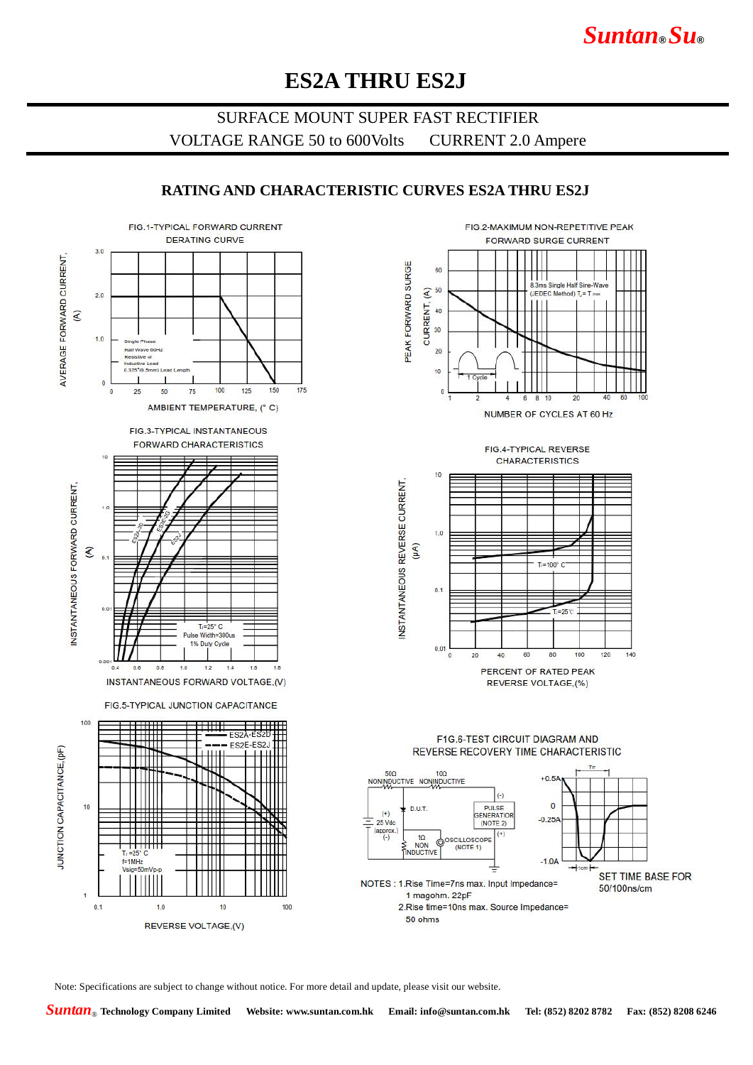# ES2A THRU ES2J

SURFACE MOUNT SUPER FAST RECTIFIER

VOLTAGE RANGE 50 to 600Volts     CURRENT 2.0 Ampere

## RATING AND CHARACTERISTIC CURVES ES2A THRU ES2J

FIG.1-TYPICAL FORWARD CURRENT DERATING CURVE

AVERAGE FORWARD CURRENT, (A)

3.0
2.0
1.0
0

0 25 50 75 100 125 150 175

Single Phase
Half Wave 60Hz
Resistive or
Inductive Load
0.375"(9.5mm) Lead Length

AMBIENT TEMPERATURE, (° C)

FIG.2-MAXIMUM NON-REPETITIVE PEAK FORWARD SURGE CURRENT

PEAK FORWARD SURGE CURRENT, (A)

60
50
40
30
20
10
0

1 2 4 6 8 10 20 40 60 100

8.3ms Single Half Sine-Wave
(JEDEC Method) $T_J = T_{max}$

1 Cycle

NUMBER OF CYCLES AT 60 Hz

FIG.3-TYPICAL INSTANTANEOUS FORWARD CHARACTERISTICS

INSTANTANEOUS FORWARD CURRENT, (A)

10
1.0
0.1
0.01
0.001

0.4 0.6 0.8 1.0 1.2 1.4 1.6 1.8

ES2A-2D
ES2E-2G
ES2J

$T_J$=25° C
Pulse Width=300us
1% Duty Cycle

INSTANTANEOUS FORWARD VOLTAGE,(V)

FIG.4-TYPICAL REVERSE CHARACTERISTICS

INSTANTANEOUS REVERSE CURRENT, (μA)

10
1.0
0.1
0.01

0 20 40 60 80 100 120 140

$T_J$=100° C
$T_J$=25℃

PERCENT OF RATED PEAK REVERSE VOLTAGE,(%)

FIG.5-TYPICAL JUNCTION CAPACITANCE

JUNCTION CAPACITANCE,(pF)

100
10
1

0.1 1.0 10 100

ES2A-ES2D
ES2E-ES2J

$T_J$ =25° C
f=1MHz
Vsig=50mVp-p

REVERSE VOLTAGE,(V)

FIG.6-TEST CIRCUIT DIAGRAM AND REVERSE RECOVERY TIME CHARACTERISTIC

50Ω NONINDUCTIVE
10Ω NONINDUCTIVE
D.U.T.
(+) 25 Vdc (approx.) (-)
1Ω NON INDUCTIVE
OSCILLOSCOPE (NOTE 1)
PULSE GENERATOR (NOTE 2)
(-)
(+)

Trr
+0.5A
0
-0.25A
-1.0A
1cm

SET TIME BASE FOR 50/100ns/cm

NOTES : 1.Rise Time=7ns max. Input Impedance= 1 magohm. 22pF
2.Rise time=10ns max. Source Impedance= 50 ohms

Note: Specifications are subject to change without notice. For more detail and update, please visit our website.

**Suntan® Technology Company Limited** **Website: www.suntan.com.hk** **Email: info@suntan.com.hk** **Tel: (852) 8202 8782** **Fax: (852) 8208 6246**